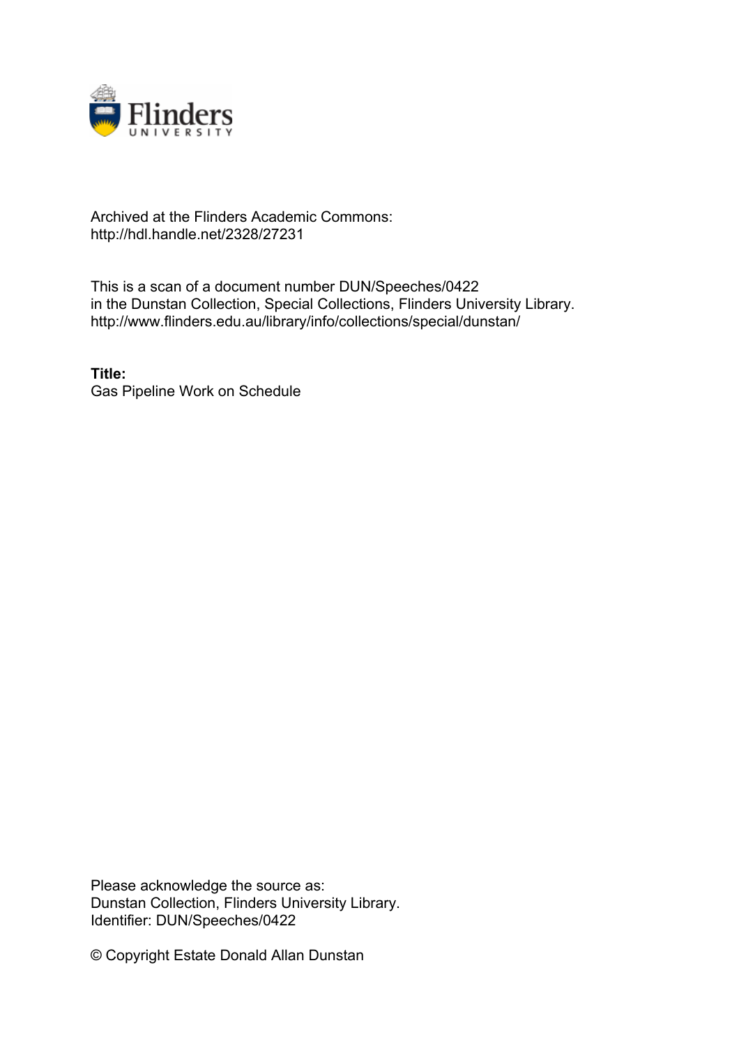Archived at the Flinders Academic Commons:
http://hdl.handle.net/2328/27231

This is a scan of a document number DUN/Speeches/0422
in the Dunstan Collection, Special Collections, Flinders University Library.
http://www.flinders.edu.au/library/info/collections/special/dunstan/

**Title:**
Gas Pipeline Work on Schedule

Please acknowledge the source as:
Dunstan Collection, Flinders University Library.
Identifier: DUN/Speeches/0422

© Copyright Estate Donald Allan Dunstan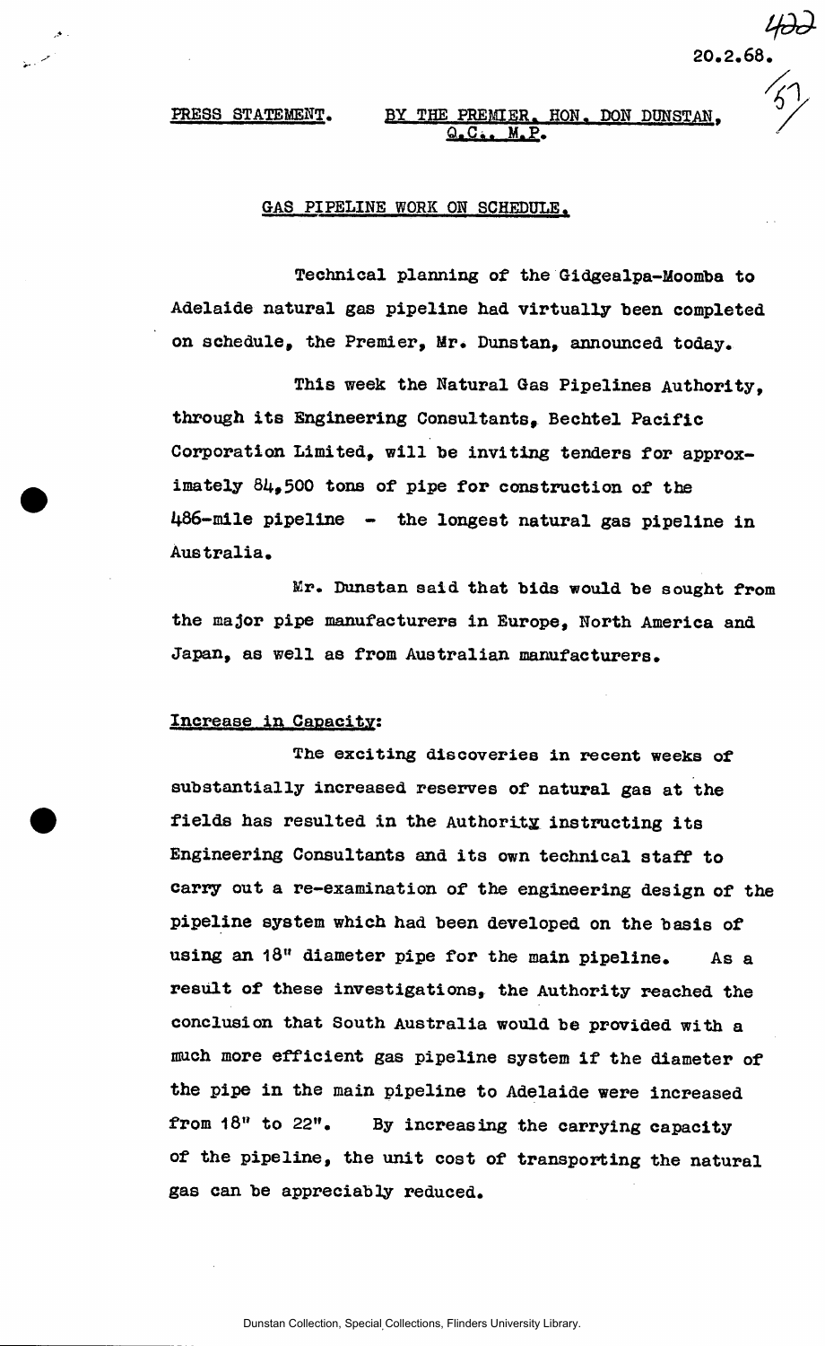20.2.68.

PRESS STATEMENT. BY THE PREMIER, HON. DON DUNSTAN, Q.C., M.P.

## GAS PIPELINE WORK ON SCHEDULE.

Technical planning of the Gidgealpa-Moomba to Adelaide natural gas pipeline had virtually been completed on schedule, the Premier, Mr. Dunstan, announced today.

This week the Natural Gas Pipelines Authority, through its Engineering Consultants, Bechtel Pacific Corporation Limited, will be inviting tenders for approximately 84,500 tons of pipe for construction of the 486-mile pipeline - the longest natural gas pipeline in Australia.

Mr. Dunstan said that bids would be sought from the major pipe manufacturers in Europe, North America and Japan, as well as from Australian manufacturers.

### Increase in Capacity:

The exciting discoveries in recent weeks of substantially increased reserves of natural gas at the fields has resulted in the Authority instructing its Engineering Consultants and its own technical staff to carry out a re-examination of the engineering design of the pipeline system which had been developed on the basis of using an 18" diameter pipe for the main pipeline. As a result of these investigations, the Authority reached the conclusion that South Australia would be provided with a much more efficient gas pipeline system if the diameter of the pipe in the main pipeline to Adelaide were increased from 18" to 22". By increasing the carrying capacity of the pipeline, the unit cost of transporting the natural gas can be appreciably reduced.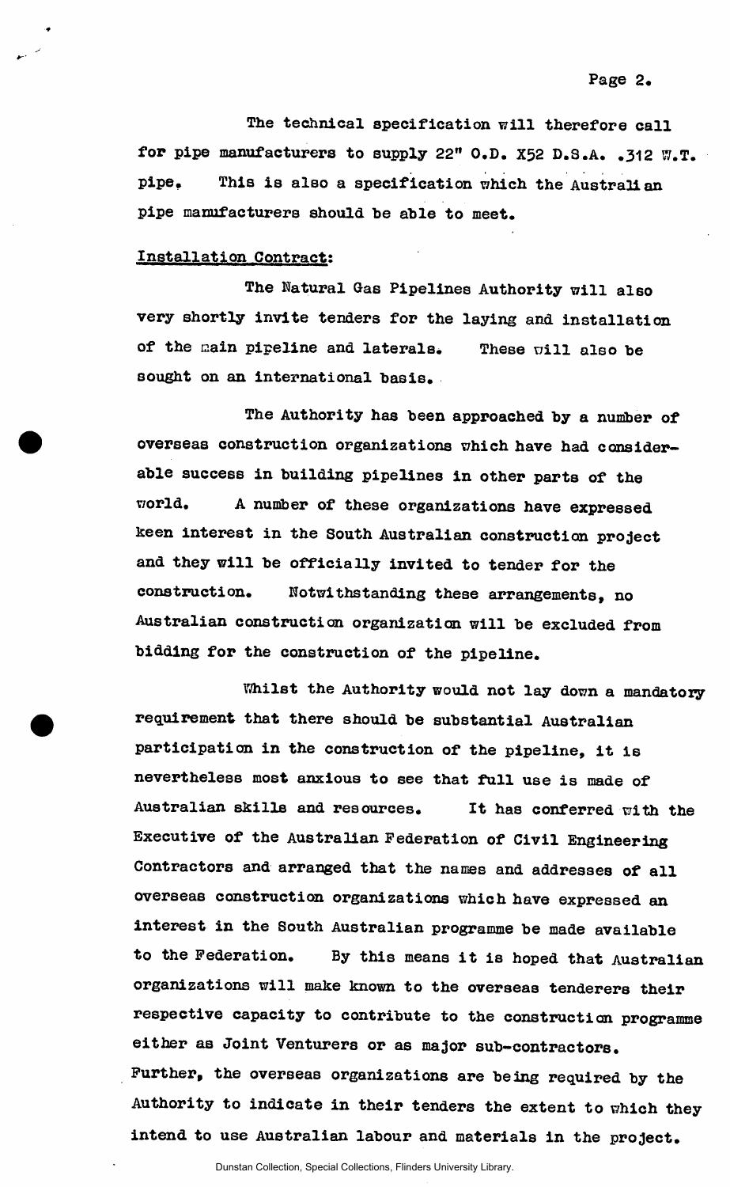The technical specification will therefore call for pipe manufacturers to supply 22" O.D. X52 D.S.A. .312 W.T. pipe. This is also a specification which the Australian pipe manufacturers should be able to meet.

Installation Contract:

The Natural Gas Pipelines Authority will also very shortly invite tenders for the laying and installation of the main pipeline and laterals. These will also be sought on an international basis.

The Authority has been approached by a number of overseas construction organizations which have had considerable success in building pipelines in other parts of the world. A number of these organizations have expressed keen interest in the South Australian construction project and they will be officially invited to tender for the construction. Notwithstanding these arrangements, no Australian construction organization will be excluded from bidding for the construction of the pipeline.

Whilst the Authority would not lay down a mandatory requirement that there should be substantial Australian participation in the construction of the pipeline, it is nevertheless most anxious to see that full use is made of Australian skills and resources. It has conferred with the Executive of the Australian Federation of Civil Engineering Contractors and arranged that the names and addresses of all overseas construction organizations which have expressed an interest in the South Australian programme be made available to the Federation. By this means it is hoped that Australian organizations will make known to the overseas tenderers their respective capacity to contribute to the construction programme either as Joint Venturers or as major sub-contractors. Further, the overseas organizations are being required by the Authority to indicate in their tenders the extent to which they intend to use Australian labour and materials in the project.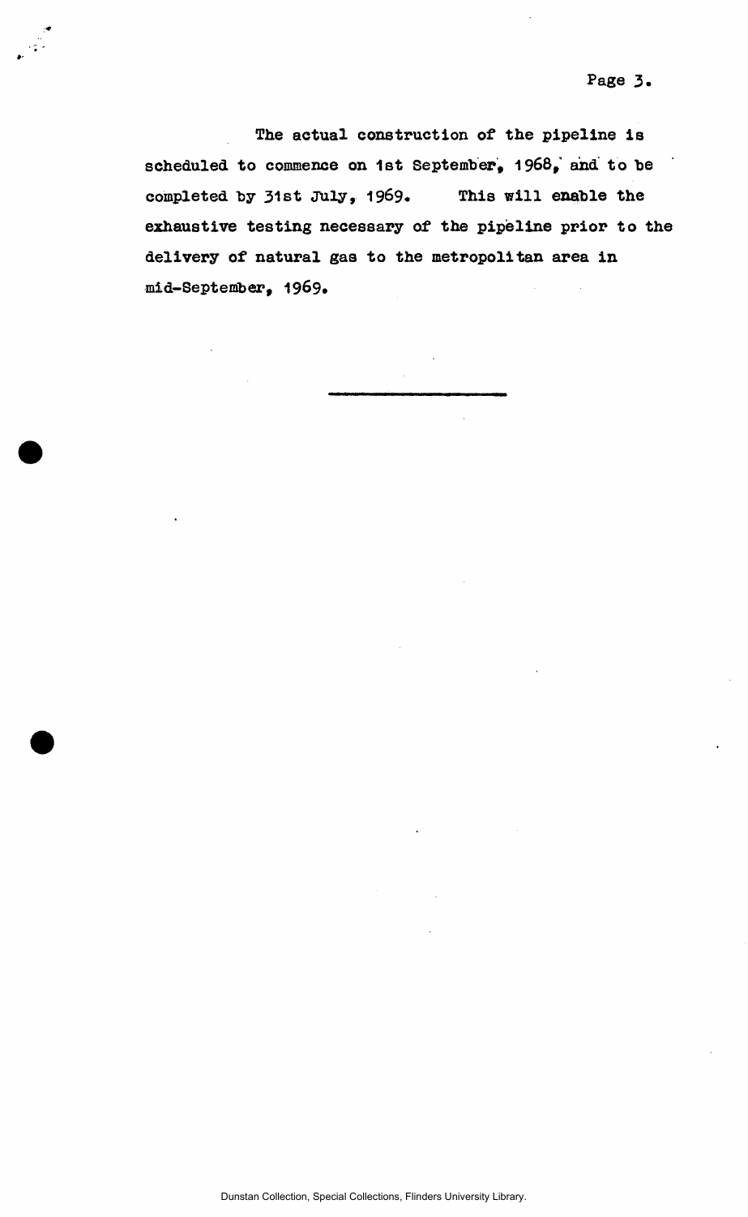The actual construction of the pipeline is scheduled to commence on 1st September, 1968, and to be completed by 31st July, 1969. This will enable the exhaustive testing necessary of the pipeline prior to the delivery of natural gas to the metropolitan area in mid-September, 1969.

---

Dunstan Collection, Special Collections, Flinders University Library.